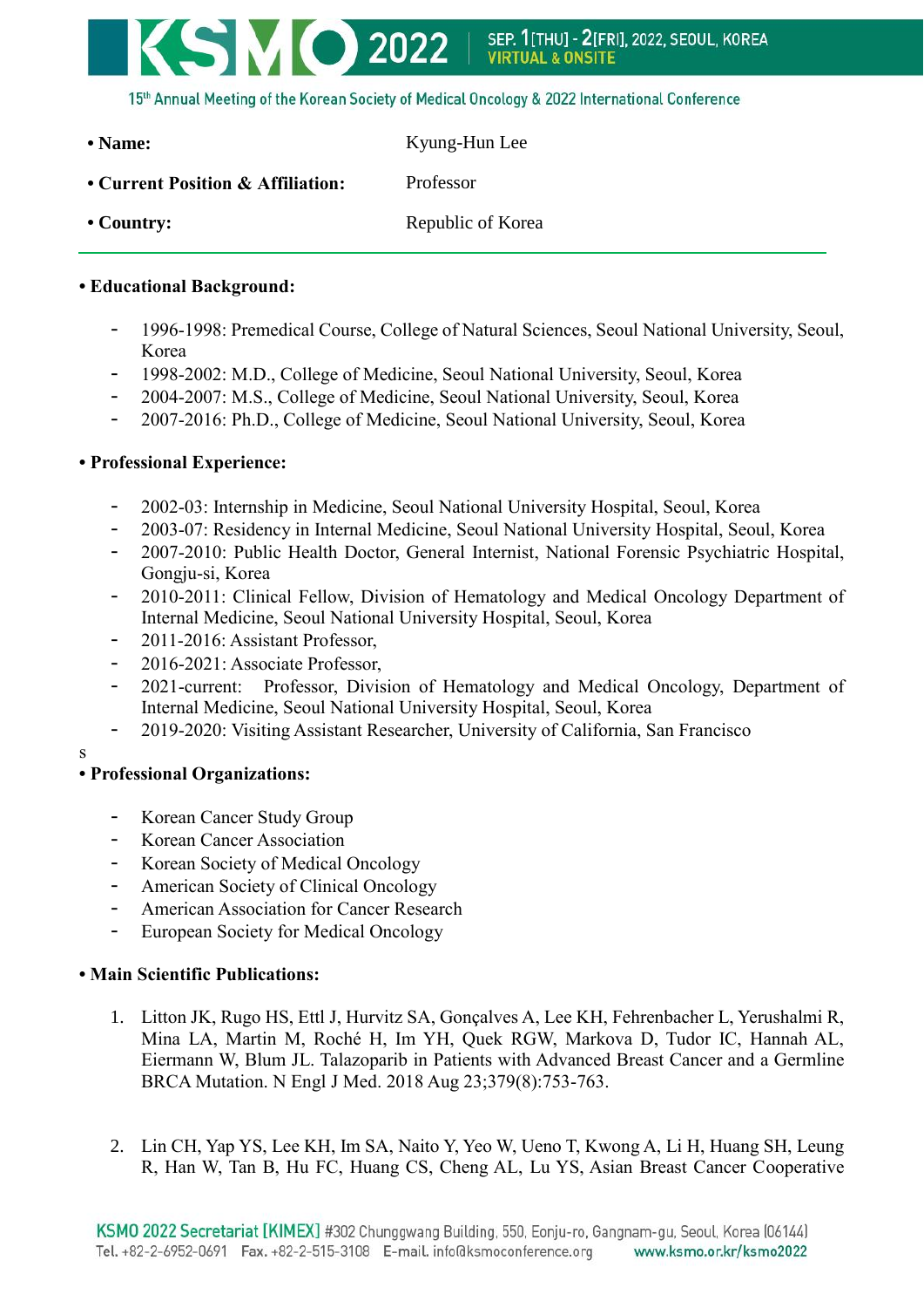- **Name:** Kyung-Hun Lee
- **Current Position & Affiliation:** Professor
- **Country:** Republic of Korea

---

**• Educational Background:**

- 1996-1998: Premedical Course, College of Natural Sciences, Seoul National University, Seoul, Korea
- 1998-2002: M.D., College of Medicine, Seoul National University, Seoul, Korea
- 2004-2007: M.S., College of Medicine, Seoul National University, Seoul, Korea
- 2007-2016: Ph.D., College of Medicine, Seoul National University, Seoul, Korea

**• Professional Experience:**

- 2002-03: Internship in Medicine, Seoul National University Hospital, Seoul, Korea
- 2003-07: Residency in Internal Medicine, Seoul National University Hospital, Seoul, Korea
- 2007-2010: Public Health Doctor, General Internist, National Forensic Psychiatric Hospital, Gongju-si, Korea
- 2010-2011: Clinical Fellow, Division of Hematology and Medical Oncology Department of Internal Medicine, Seoul National University Hospital, Seoul, Korea
- 2011-2016: Assistant Professor,
- 2016-2021: Associate Professor,
- 2021-current: Professor, Division of Hematology and Medical Oncology, Department of Internal Medicine, Seoul National University Hospital, Seoul, Korea
- 2019-2020: Visiting Assistant Researcher, University of California, San Francisco

s

**• Professional Organizations:**

- Korean Cancer Study Group
- Korean Cancer Association
- Korean Society of Medical Oncology
- American Society of Clinical Oncology
- American Association for Cancer Research
- European Society for Medical Oncology

**• Main Scientific Publications:**

1. Litton JK, Rugo HS, Ettl J, Hurvitz SA, Gonçalves A, Lee KH, Fehrenbacher L, Yerushalmi R, Mina LA, Martin M, Roché H, Im YH, Quek RGW, Markova D, Tudor IC, Hannah AL, Eiermann W, Blum JL. Talazoparib in Patients with Advanced Breast Cancer and a Germline BRCA Mutation. N Engl J Med. 2018 Aug 23;379(8):753-763.

2. Lin CH, Yap YS, Lee KH, Im SA, Naito Y, Yeo W, Ueno T, Kwong A, Li H, Huang SH, Leung R, Han W, Tan B, Hu FC, Huang CS, Cheng AL, Lu YS, Asian Breast Cancer Cooperative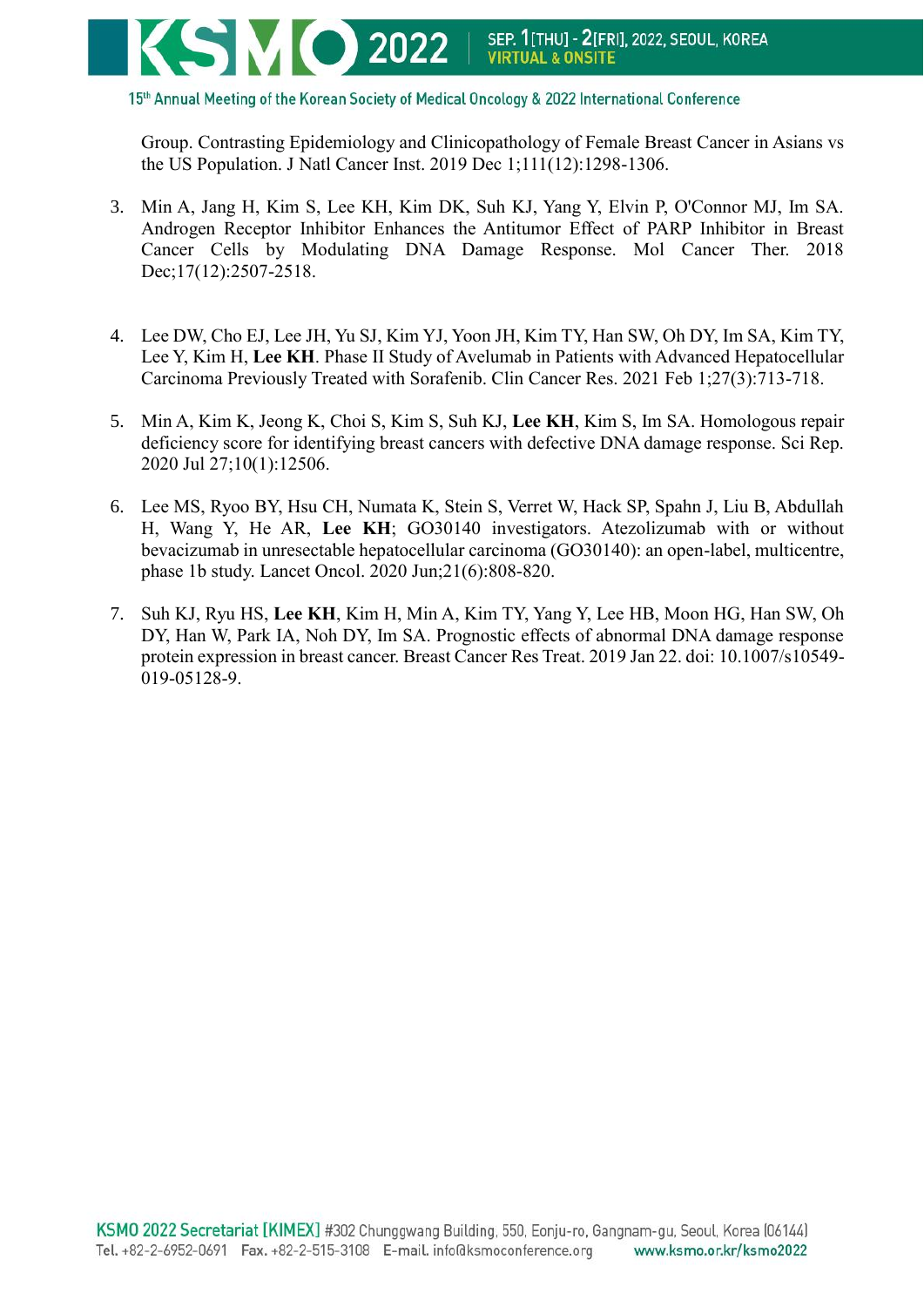Group. Contrasting Epidemiology and Clinicopathology of Female Breast Cancer in Asians vs the US Population. J Natl Cancer Inst. 2019 Dec 1;111(12):1298-1306.

3. Min A, Jang H, Kim S, Lee KH, Kim DK, Suh KJ, Yang Y, Elvin P, O'Connor MJ, Im SA. Androgen Receptor Inhibitor Enhances the Antitumor Effect of PARP Inhibitor in Breast Cancer Cells by Modulating DNA Damage Response. Mol Cancer Ther. 2018 Dec;17(12):2507-2518.

4. Lee DW, Cho EJ, Lee JH, Yu SJ, Kim YJ, Yoon JH, Kim TY, Han SW, Oh DY, Im SA, Kim TY, Lee Y, Kim H, **Lee KH**. Phase II Study of Avelumab in Patients with Advanced Hepatocellular Carcinoma Previously Treated with Sorafenib. Clin Cancer Res. 2021 Feb 1;27(3):713-718.

5. Min A, Kim K, Jeong K, Choi S, Kim S, Suh KJ, **Lee KH**, Kim S, Im SA. Homologous repair deficiency score for identifying breast cancers with defective DNA damage response. Sci Rep. 2020 Jul 27;10(1):12506.

6. Lee MS, Ryoo BY, Hsu CH, Numata K, Stein S, Verret W, Hack SP, Spahn J, Liu B, Abdullah H, Wang Y, He AR, **Lee KH**; GO30140 investigators. Atezolizumab with or without bevacizumab in unresectable hepatocellular carcinoma (GO30140): an open-label, multicentre, phase 1b study. Lancet Oncol. 2020 Jun;21(6):808-820.

7. Suh KJ, Ryu HS, **Lee KH**, Kim H, Min A, Kim TY, Yang Y, Lee HB, Moon HG, Han SW, Oh DY, Han W, Park IA, Noh DY, Im SA. Prognostic effects of abnormal DNA damage response protein expression in breast cancer. Breast Cancer Res Treat. 2019 Jan 22. doi: 10.1007/s10549-019-05128-9.